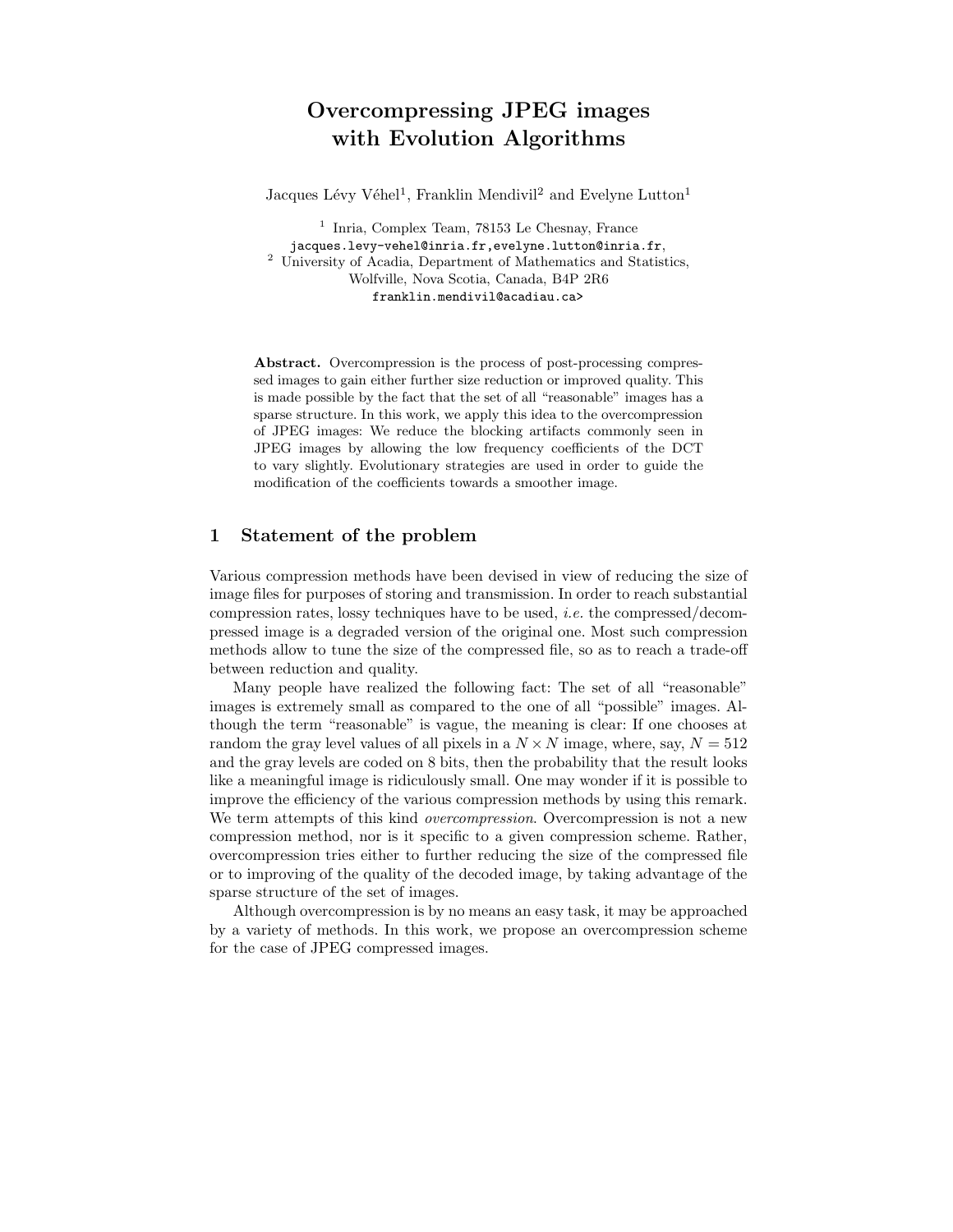# Overcompressing JPEG images with Evolution Algorithms

Jacques Lévy Véhel[1], Franklin Mendivil[2] and Evelyne Lutton[1]

[1] Inria, Complex Team, 78153 Le Chesnay, France
jacques.levy-vehel@inria.fr, evelyne.lutton@inria.fr,
[2] University of Acadia, Department of Mathematics and Statistics, Wolfville, Nova Scotia, Canada, B4P 2R6
franklin.mendivil@acadiau.ca>

**Abstract.** Overcompression is the process of post-processing compressed images to gain either further size reduction or improved quality. This is made possible by the fact that the set of all "reasonable" images has a sparse structure. In this work, we apply this idea to the overcompression of JPEG images: We reduce the blocking artifacts commonly seen in JPEG images by allowing the low frequency coefficients of the DCT to vary slightly. Evolutionary strategies are used in order to guide the modification of the coefficients towards a smoother image.

## 1 Statement of the problem

Various compression methods have been devised in view of reducing the size of image files for purposes of storing and transmission. In order to reach substantial compression rates, lossy techniques have to be used, *i.e.* the compressed/decompressed image is a degraded version of the original one. Most such compression methods allow to tune the size of the compressed file, so as to reach a trade-off between reduction and quality.

Many people have realized the following fact: The set of all "reasonable" images is extremely small as compared to the one of all "possible" images. Although the term "reasonable" is vague, the meaning is clear: If one chooses at random the gray level values of all pixels in a $N \times N$ image, where, say, $N = 512$ and the gray levels are coded on 8 bits, then the probability that the result looks like a meaningful image is ridiculously small. One may wonder if it is possible to improve the efficiency of the various compression methods by using this remark. We term attempts of this kind *overcompression*. Overcompression is not a new compression method, nor is it specific to a given compression scheme. Rather, overcompression tries either to further reducing the size of the compressed file or to improving of the quality of the decoded image, by taking advantage of the sparse structure of the set of images.

Although overcompression is by no means an easy task, it may be approached by a variety of methods. In this work, we propose an overcompression scheme for the case of JPEG compressed images.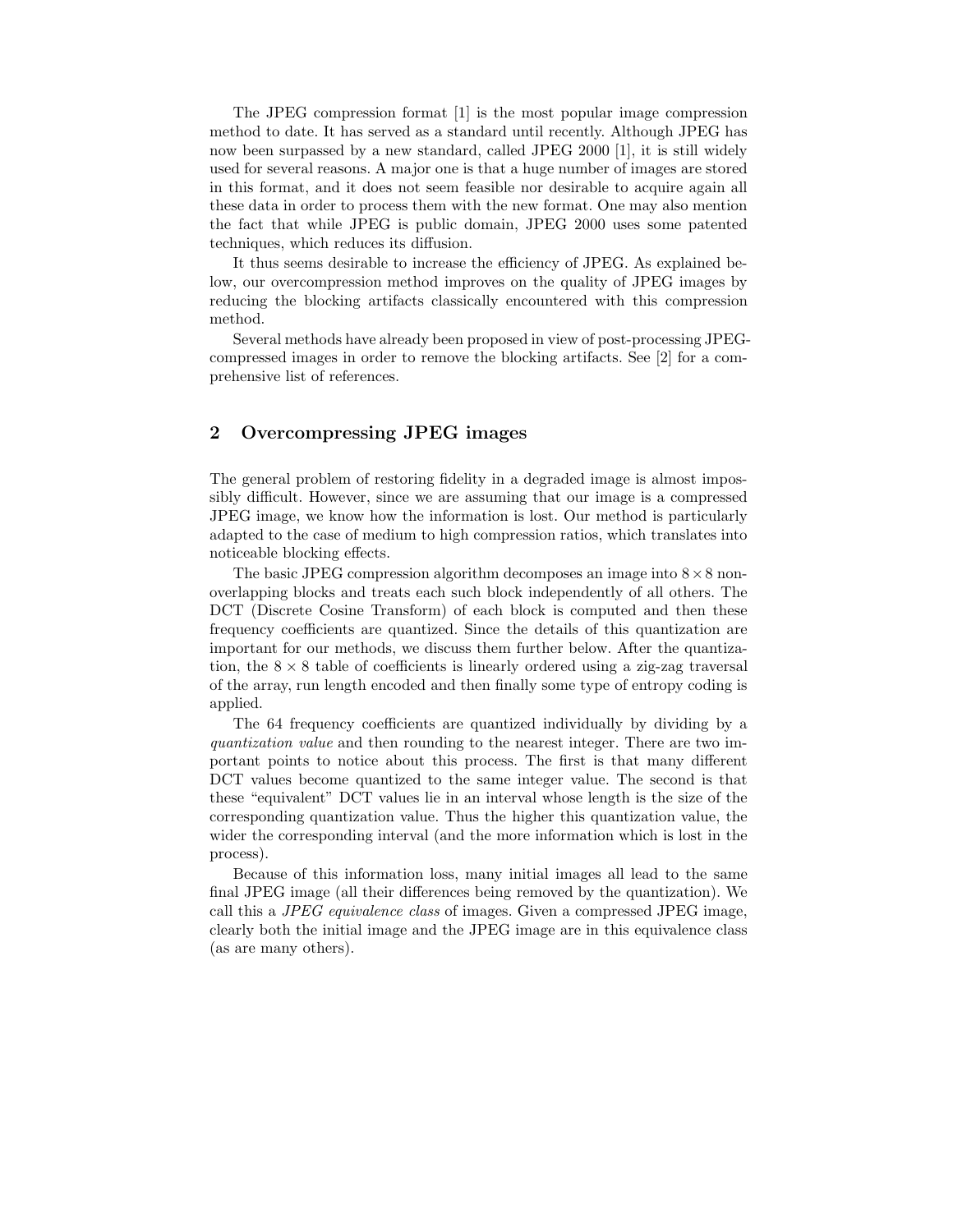The JPEG compression format [1] is the most popular image compression method to date. It has served as a standard until recently. Although JPEG has now been surpassed by a new standard, called JPEG 2000 [1], it is still widely used for several reasons. A major one is that a huge number of images are stored in this format, and it does not seem feasible nor desirable to acquire again all these data in order to process them with the new format. One may also mention the fact that while JPEG is public domain, JPEG 2000 uses some patented techniques, which reduces its diffusion.

It thus seems desirable to increase the efficiency of JPEG. As explained below, our overcompression method improves on the quality of JPEG images by reducing the blocking artifacts classically encountered with this compression method.

Several methods have already been proposed in view of post-processing JPEG-compressed images in order to remove the blocking artifacts. See [2] for a comprehensive list of references.

## 2 Overcompressing JPEG images

The general problem of restoring fidelity in a degraded image is almost impossibly difficult. However, since we are assuming that our image is a compressed JPEG image, we know how the information is lost. Our method is particularly adapted to the case of medium to high compression ratios, which translates into noticeable blocking effects.

The basic JPEG compression algorithm decomposes an image into $8 \times 8$ non-overlapping blocks and treats each such block independently of all others. The DCT (Discrete Cosine Transform) of each block is computed and then these frequency coefficients are quantized. Since the details of this quantization are important for our methods, we discuss them further below. After the quantization, the $8 \times 8$ table of coefficients is linearly ordered using a zig-zag traversal of the array, run length encoded and then finally some type of entropy coding is applied.

The 64 frequency coefficients are quantized individually by dividing by a *quantization value* and then rounding to the nearest integer. There are two important points to notice about this process. The first is that many different DCT values become quantized to the same integer value. The second is that these "equivalent" DCT values lie in an interval whose length is the size of the corresponding quantization value. Thus the higher this quantization value, the wider the corresponding interval (and the more information which is lost in the process).

Because of this information loss, many initial images all lead to the same final JPEG image (all their differences being removed by the quantization). We call this a *JPEG equivalence class* of images. Given a compressed JPEG image, clearly both the initial image and the JPEG image are in this equivalence class (as are many others).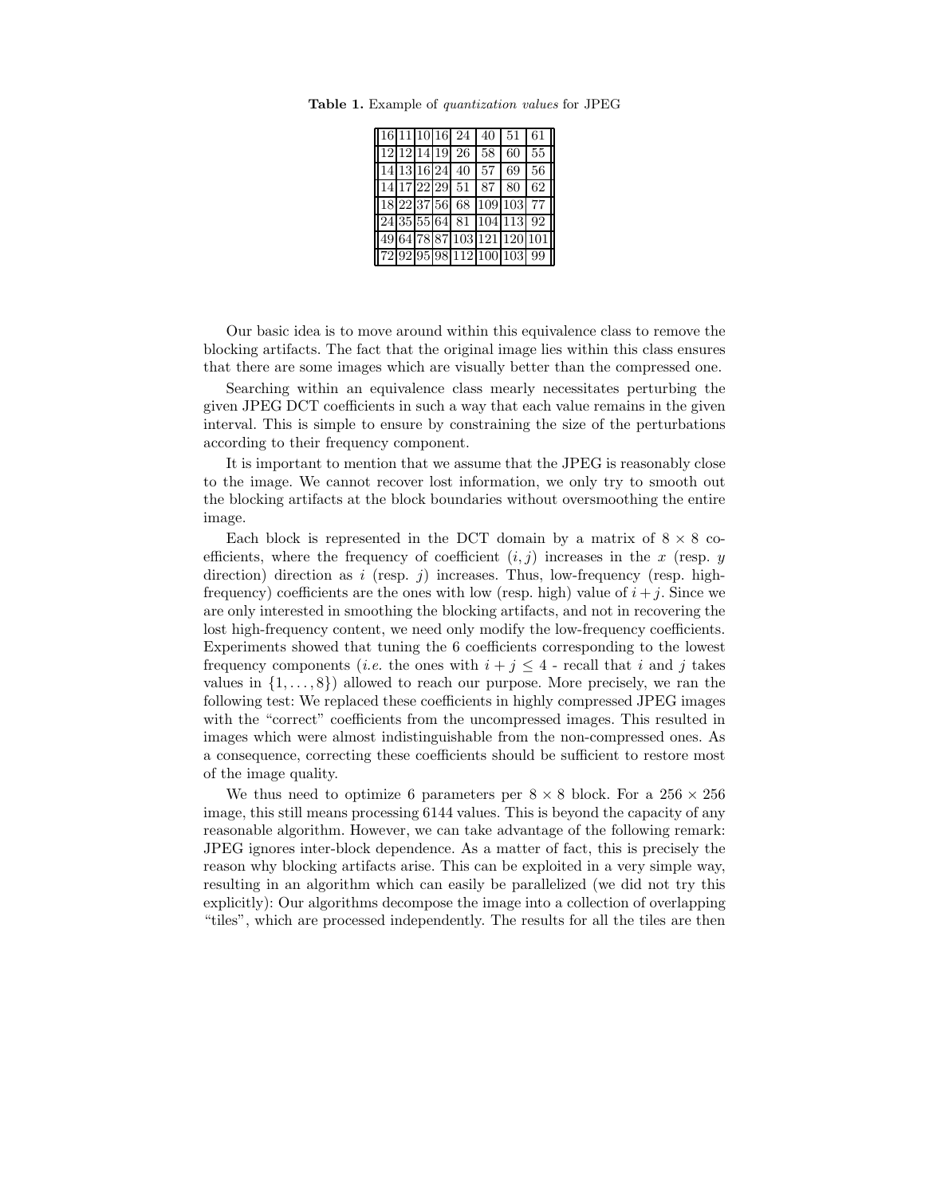**Table 1.** Example of *quantization values* for JPEG

| | | | | | | | |
|---|---|---|---|---|---|---|---|
| 16 | 11 | 10 | 16 | 24 | 40 | 51 | 61 |
| 12 | 12 | 14 | 19 | 26 | 58 | 60 | 55 |
| 14 | 13 | 16 | 24 | 40 | 57 | 69 | 56 |
| 14 | 17 | 22 | 29 | 51 | 87 | 80 | 62 |
| 18 | 22 | 37 | 56 | 68 | 109 | 103 | 77 |
| 24 | 35 | 55 | 64 | 81 | 104 | 113 | 92 |
| 49 | 64 | 78 | 87 | 103 | 121 | 120 | 101 |
| 72 | 92 | 95 | 98 | 112 | 100 | 103 | 99 |

Our basic idea is to move around within this equivalence class to remove the blocking artifacts. The fact that the original image lies within this class ensures that there are some images which are visually better than the compressed one.

Searching within an equivalence class mearly necessitates perturbing the given JPEG DCT coefficients in such a way that each value remains in the given interval. This is simple to ensure by constraining the size of the perturbations according to their frequency component.

It is important to mention that we assume that the JPEG is reasonably close to the image. We cannot recover lost information, we only try to smooth out the blocking artifacts at the block boundaries without oversmoothing the entire image.

Each block is represented in the DCT domain by a matrix of $8 \times 8$ coefficients, where the frequency of coefficient $(i, j)$ increases in the $x$ (resp. $y$ direction) direction as $i$ (resp. $j$) increases. Thus, low-frequency (resp. high-frequency) coefficients are the ones with low (resp. high) value of $i + j$. Since we are only interested in smoothing the blocking artifacts, and not in recovering the lost high-frequency content, we need only modify the low-frequency coefficients. Experiments showed that tuning the 6 coefficients corresponding to the lowest frequency components (*i.e.* the ones with $i + j \leq 4$ - recall that $i$ and $j$ takes values in $\{1, \ldots, 8\}$) allowed to reach our purpose. More precisely, we ran the following test: We replaced these coefficients in highly compressed JPEG images with the "correct" coefficients from the uncompressed images. This resulted in images which were almost indistinguishable from the non-compressed ones. As a consequence, correcting these coefficients should be sufficient to restore most of the image quality.

We thus need to optimize 6 parameters per $8 \times 8$ block. For a $256 \times 256$ image, this still means processing 6144 values. This is beyond the capacity of any reasonable algorithm. However, we can take advantage of the following remark: JPEG ignores inter-block dependence. As a matter of fact, this is precisely the reason why blocking artifacts arise. This can be exploited in a very simple way, resulting in an algorithm which can easily be parallelized (we did not try this explicitly): Our algorithms decompose the image into a collection of overlapping "tiles", which are processed independently. The results for all the tiles are then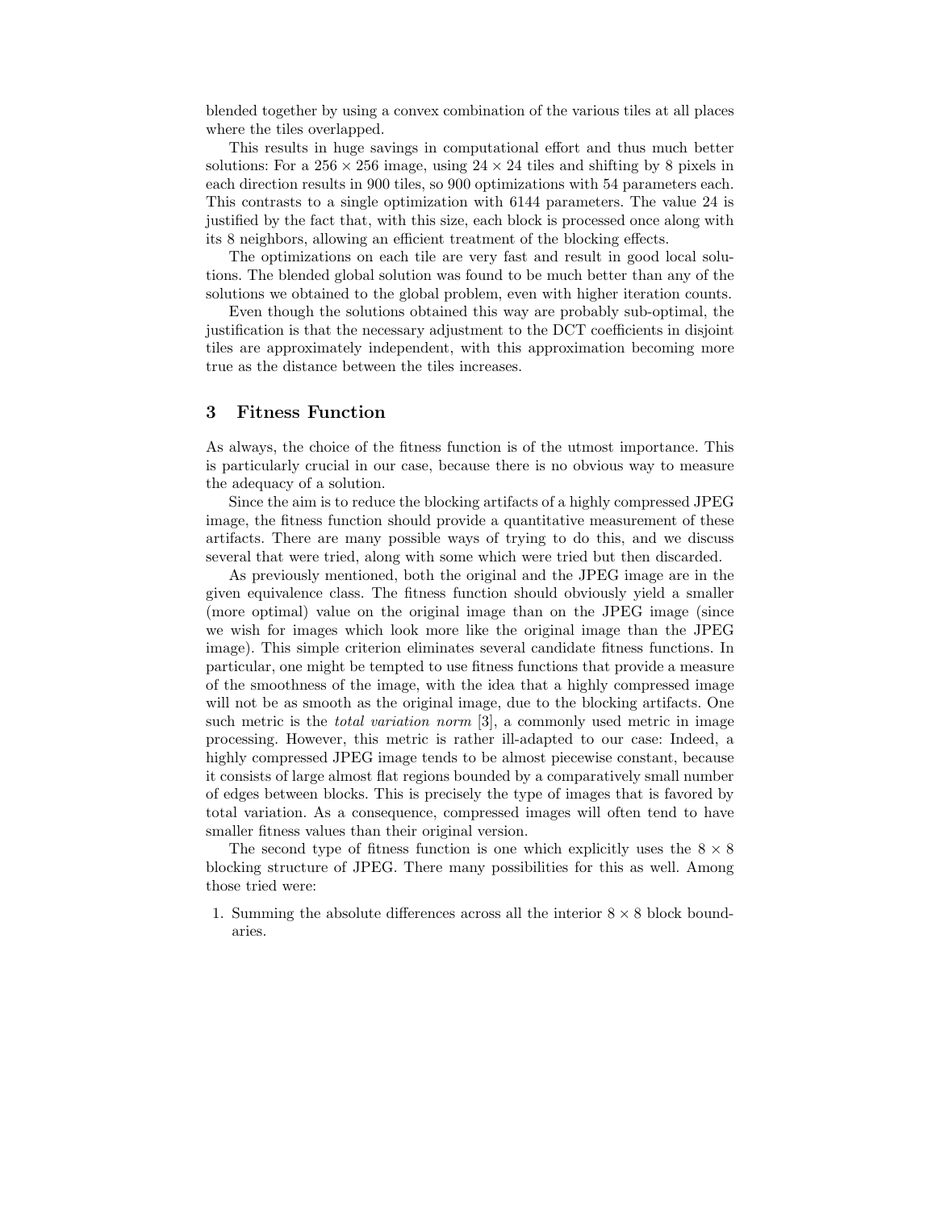blended together by using a convex combination of the various tiles at all places where the tiles overlapped.

This results in huge savings in computational effort and thus much better solutions: For a $256 \times 256$ image, using $24 \times 24$ tiles and shifting by 8 pixels in each direction results in 900 tiles, so 900 optimizations with 54 parameters each. This contrasts to a single optimization with 6144 parameters. The value 24 is justified by the fact that, with this size, each block is processed once along with its 8 neighbors, allowing an efficient treatment of the blocking effects.

The optimizations on each tile are very fast and result in good local solutions. The blended global solution was found to be much better than any of the solutions we obtained to the global problem, even with higher iteration counts.

Even though the solutions obtained this way are probably sub-optimal, the justification is that the necessary adjustment to the DCT coefficients in disjoint tiles are approximately independent, with this approximation becoming more true as the distance between the tiles increases.

## 3 Fitness Function

As always, the choice of the fitness function is of the utmost importance. This is particularly crucial in our case, because there is no obvious way to measure the adequacy of a solution.

Since the aim is to reduce the blocking artifacts of a highly compressed JPEG image, the fitness function should provide a quantitative measurement of these artifacts. There are many possible ways of trying to do this, and we discuss several that were tried, along with some which were tried but then discarded.

As previously mentioned, both the original and the JPEG image are in the given equivalence class. The fitness function should obviously yield a smaller (more optimal) value on the original image than on the JPEG image (since we wish for images which look more like the original image than the JPEG image). This simple criterion eliminates several candidate fitness functions. In particular, one might be tempted to use fitness functions that provide a measure of the smoothness of the image, with the idea that a highly compressed image will not be as smooth as the original image, due to the blocking artifacts. One such metric is the *total variation norm* [3], a commonly used metric in image processing. However, this metric is rather ill-adapted to our case: Indeed, a highly compressed JPEG image tends to be almost piecewise constant, because it consists of large almost flat regions bounded by a comparatively small number of edges between blocks. This is precisely the type of images that is favored by total variation. As a consequence, compressed images will often tend to have smaller fitness values than their original version.

The second type of fitness function is one which explicitly uses the $8 \times 8$ blocking structure of JPEG. There many possibilities for this as well. Among those tried were:

1. Summing the absolute differences across all the interior $8 \times 8$ block boundaries.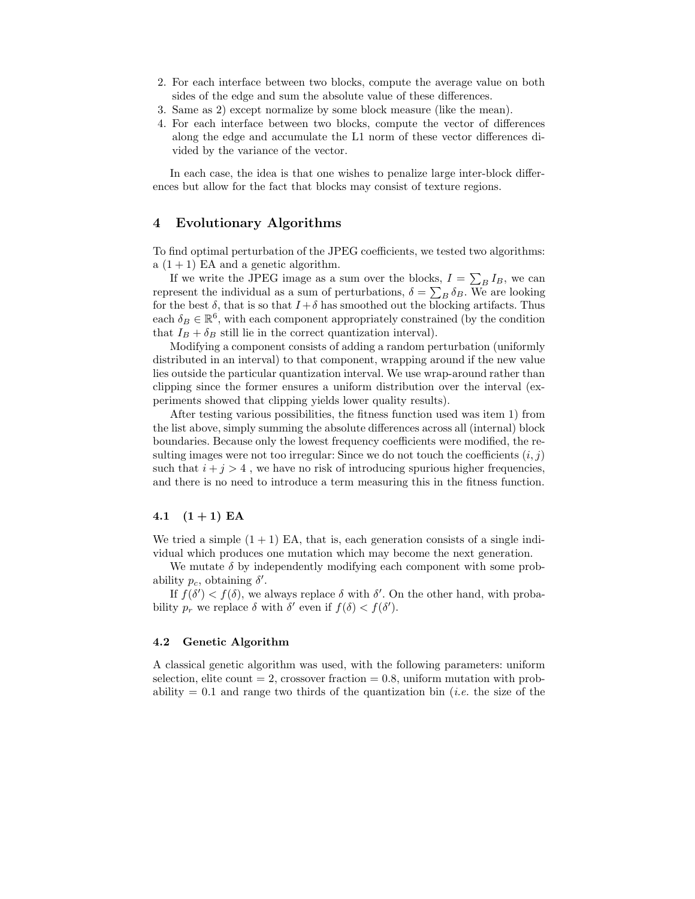2. For each interface between two blocks, compute the average value on both sides of the edge and sum the absolute value of these differences.
3. Same as 2) except normalize by some block measure (like the mean).
4. For each interface between two blocks, compute the vector of differences along the edge and accumulate the L1 norm of these vector differences divided by the variance of the vector.

In each case, the idea is that one wishes to penalize large inter-block differences but allow for the fact that blocks may consist of texture regions.

## 4 Evolutionary Algorithms

To find optimal perturbation of the JPEG coefficients, we tested two algorithms: a $(1+1)$ EA and a genetic algorithm.

If we write the JPEG image as a sum over the blocks, $I = \sum_B I_B$, we can represent the individual as a sum of perturbations, $\delta = \sum_B \delta_B$. We are looking for the best $\delta$, that is so that $I + \delta$ has smoothed out the blocking artifacts. Thus each $\delta_B \in \mathbb{R}^6$, with each component appropriately constrained (by the condition that $I_B + \delta_B$ still lie in the correct quantization interval).

Modifying a component consists of adding a random perturbation (uniformly distributed in an interval) to that component, wrapping around if the new value lies outside the particular quantization interval. We use wrap-around rather than clipping since the former ensures a uniform distribution over the interval (experiments showed that clipping yields lower quality results).

After testing various possibilities, the fitness function used was item 1) from the list above, simply summing the absolute differences across all (internal) block boundaries. Because only the lowest frequency coefficients were modified, the resulting images were not too irregular: Since we do not touch the coefficients $(i, j)$ such that $i + j > 4$ , we have no risk of introducing spurious higher frequencies, and there is no need to introduce a term measuring this in the fitness function.

### 4.1 $(1+1)$ EA

We tried a simple $(1+1)$ EA, that is, each generation consists of a single individual which produces one mutation which may become the next generation.

We mutate $\delta$ by independently modifying each component with some probability $p_c$, obtaining $\delta'$.

If $f(\delta') < f(\delta)$, we always replace $\delta$ with $\delta'$. On the other hand, with probability $p_r$ we replace $\delta$ with $\delta'$ even if $f(\delta) < f(\delta')$.

### 4.2 Genetic Algorithm

A classical genetic algorithm was used, with the following parameters: uniform selection, elite count = 2, crossover fraction = 0.8, uniform mutation with probability = 0.1 and range two thirds of the quantization bin (*i.e.* the size of the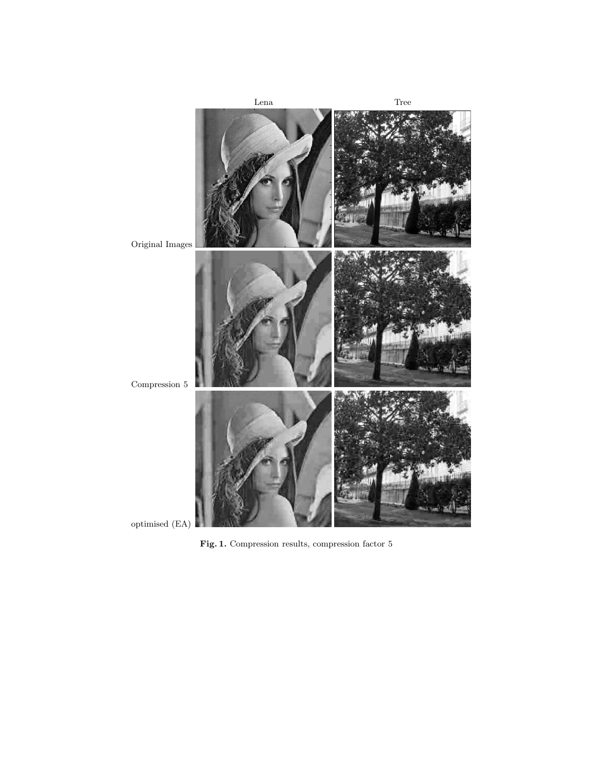Fig. 1. Compression results, compression factor 5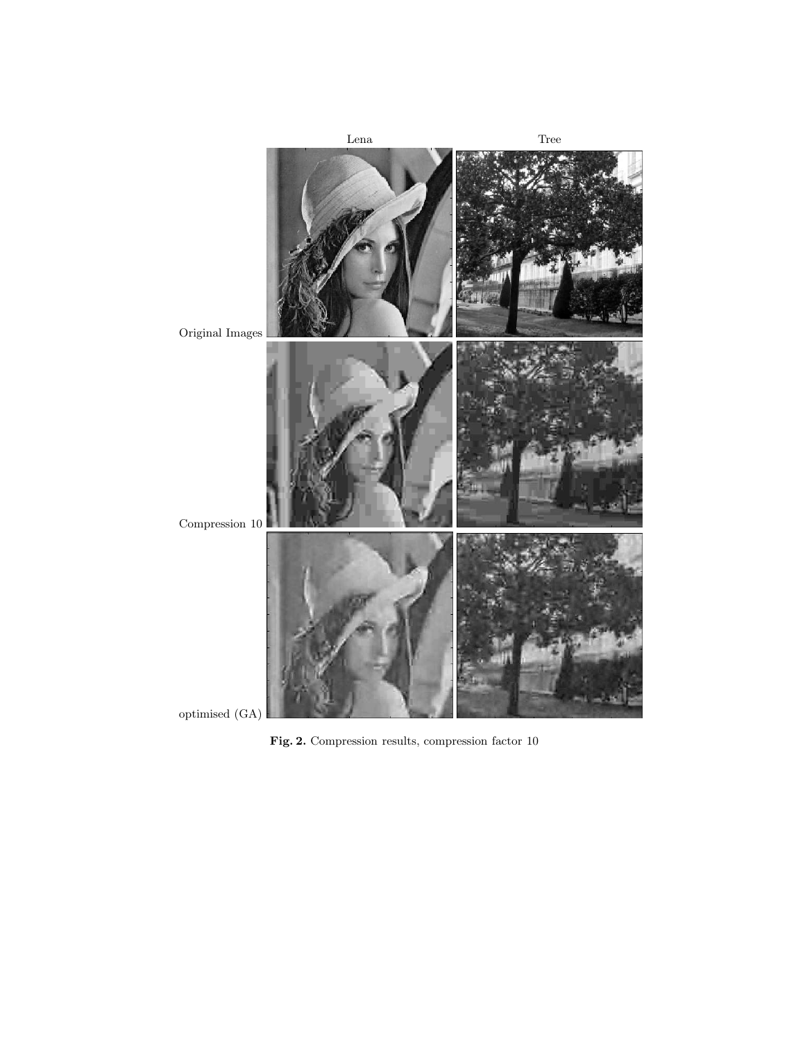Fig. 2. Compression results, compression factor 10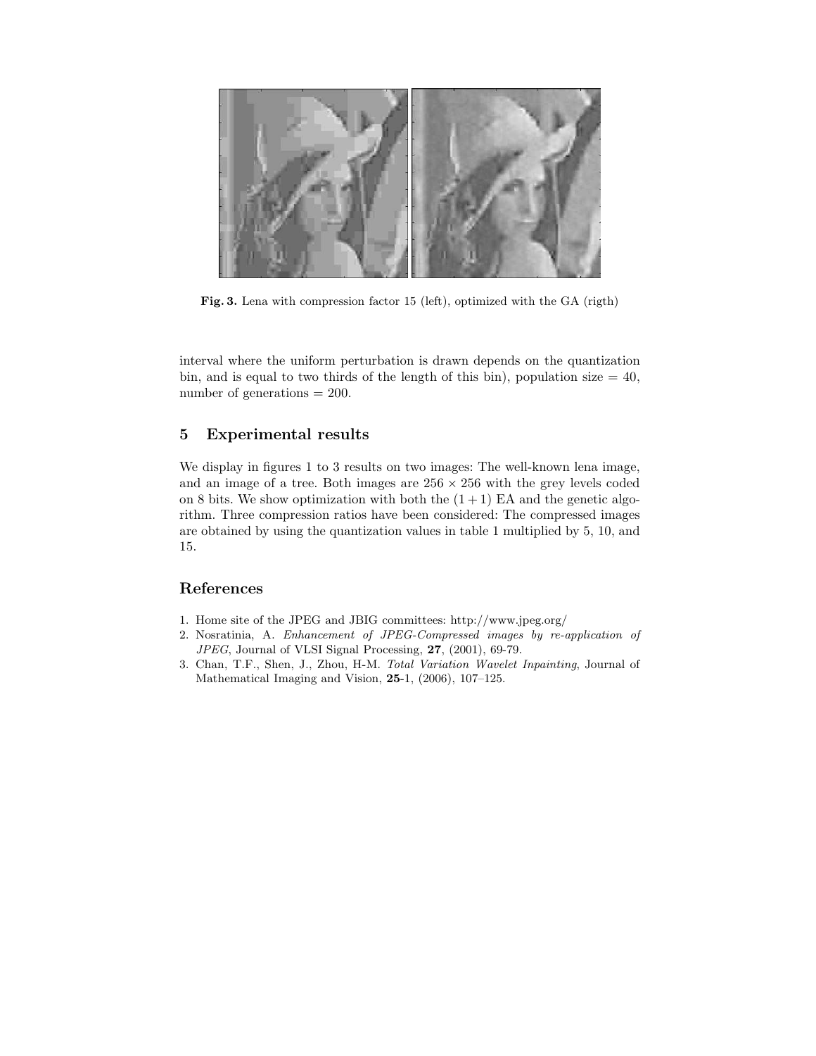**Fig. 3.** Lena with compression factor 15 (left), optimized with the GA (rigth)

interval where the uniform perturbation is drawn depends on the quantization bin, and is equal to two thirds of the length of this bin), population size = 40, number of generations = 200.

## 5 Experimental results

We display in figures 1 to 3 results on two images: The well-known lena image, and an image of a tree. Both images are $256 \times 256$ with the grey levels coded on 8 bits. We show optimization with both the $(1+1)$ EA and the genetic algorithm. Three compression ratios have been considered: The compressed images are obtained by using the quantization values in table 1 multiplied by 5, 10, and 15.

## References

1. Home site of the JPEG and JBIG committees: http://www.jpeg.org/
2. Nosratinia, A. *Enhancement of JPEG-Compressed images by re-application of JPEG*, Journal of VLSI Signal Processing, **27**, (2001), 69-79.
3. Chan, T.F., Shen, J., Zhou, H-M. *Total Variation Wavelet Inpainting*, Journal of Mathematical Imaging and Vision, **25**-1, (2006), 107–125.